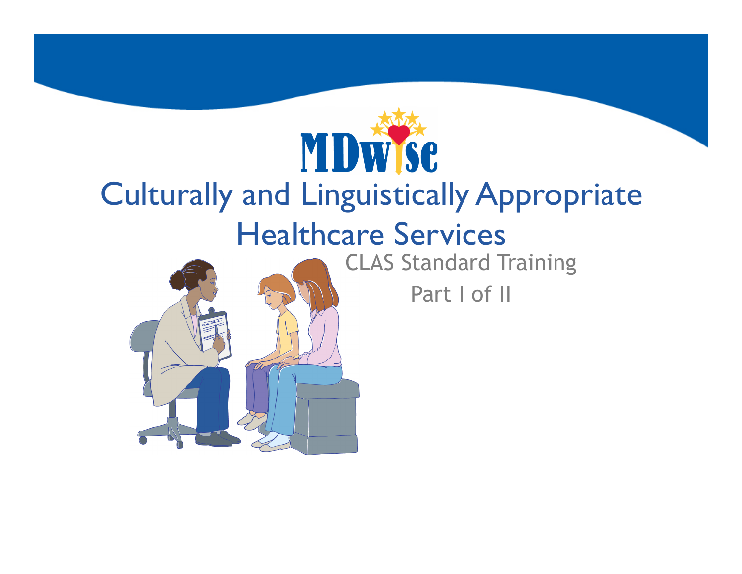MDwise

# Culturally and Linguistically Appropriate Healthcare Services

CLAS Standard Training

Part I of II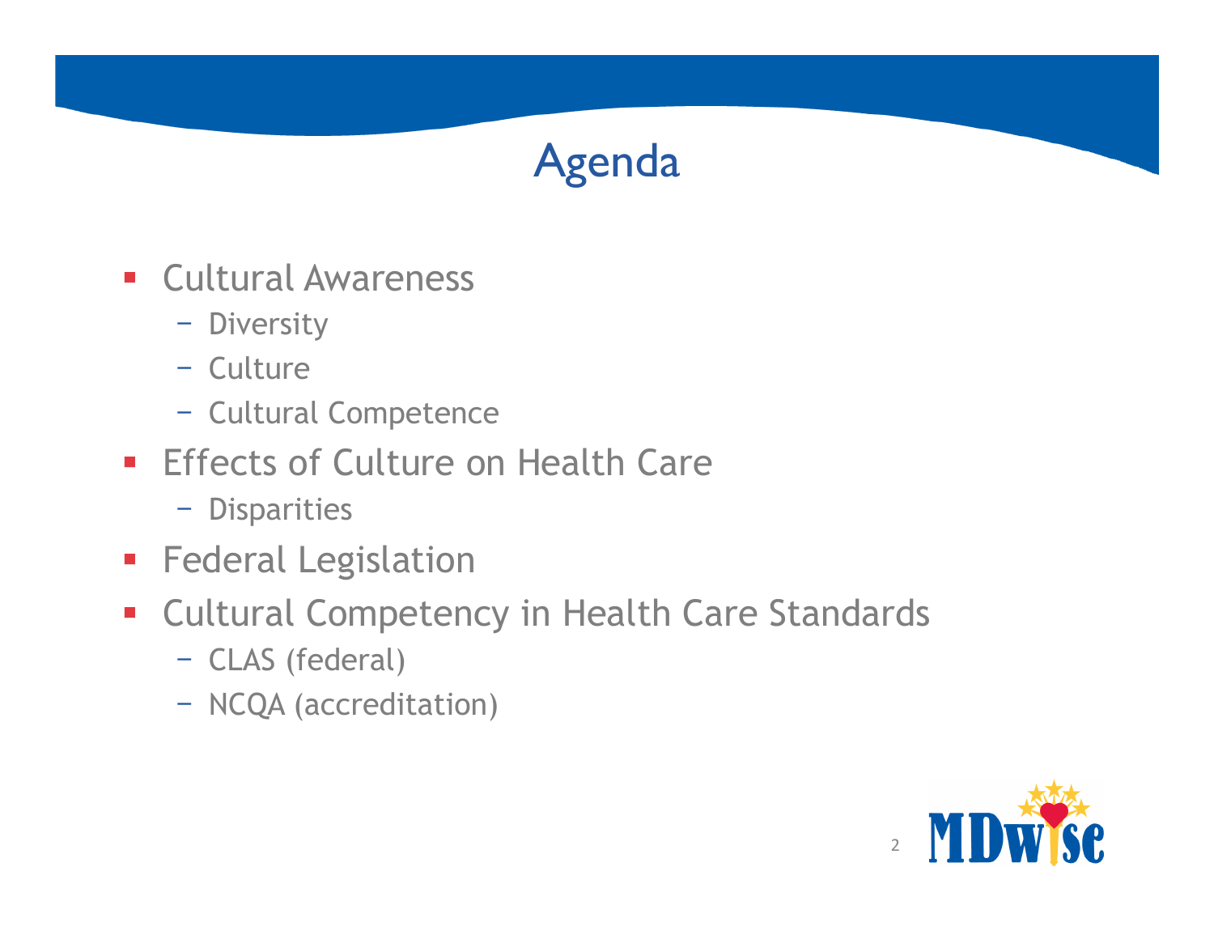# Agenda

- Cultural Awareness
  - Diversity
  - Culture
  - Cultural Competence
- Effects of Culture on Health Care
  - Disparities
- Federal Legislation
- Cultural Competency in Health Care Standards
  - CLAS (federal)
  - NCQA (accreditation)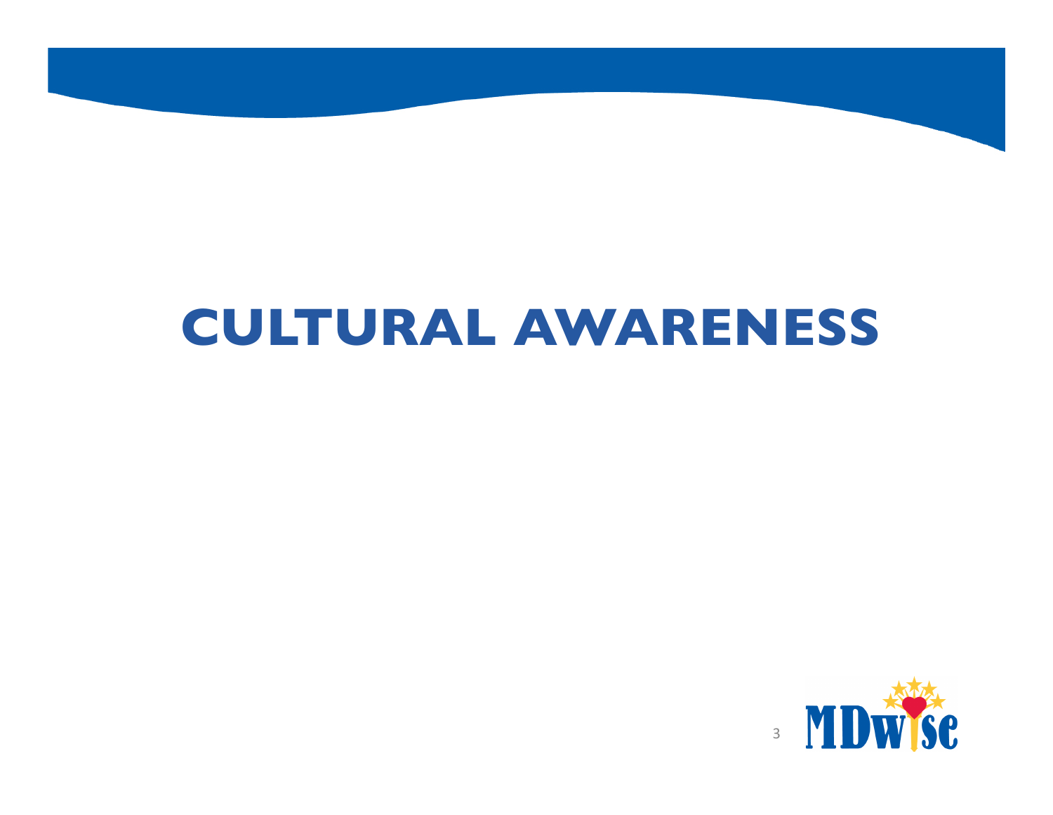# CULTURAL AWARENESS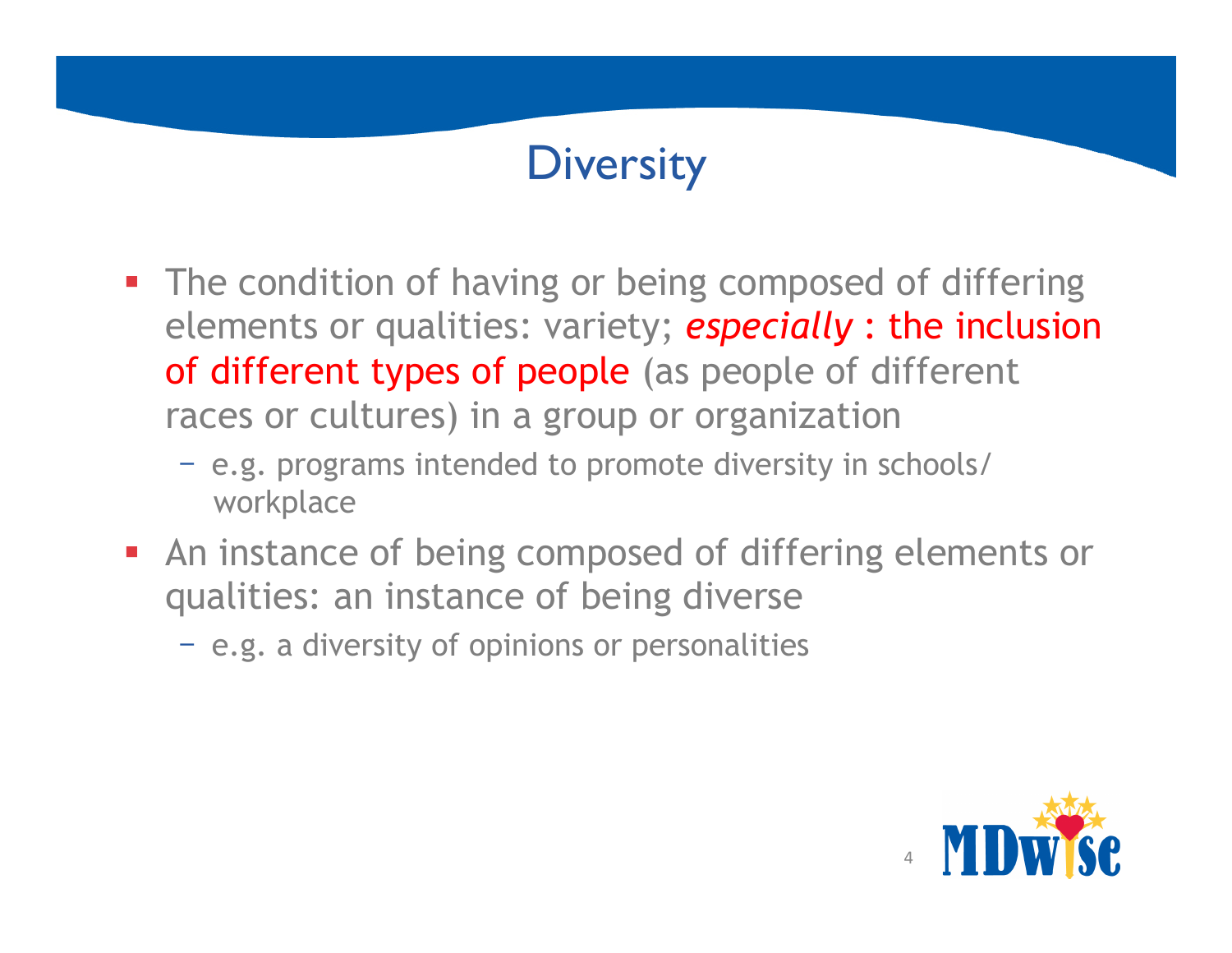# Diversity

- The condition of having or being composed of differing elements or qualities: variety; ***especially*** **: the inclusion of different types of people** (as people of different races or cultures) in a group or organization
  - e.g. programs intended to promote diversity in schools/ workplace
- An instance of being composed of differing elements or qualities: an instance of being diverse
  - e.g. a diversity of opinions or personalities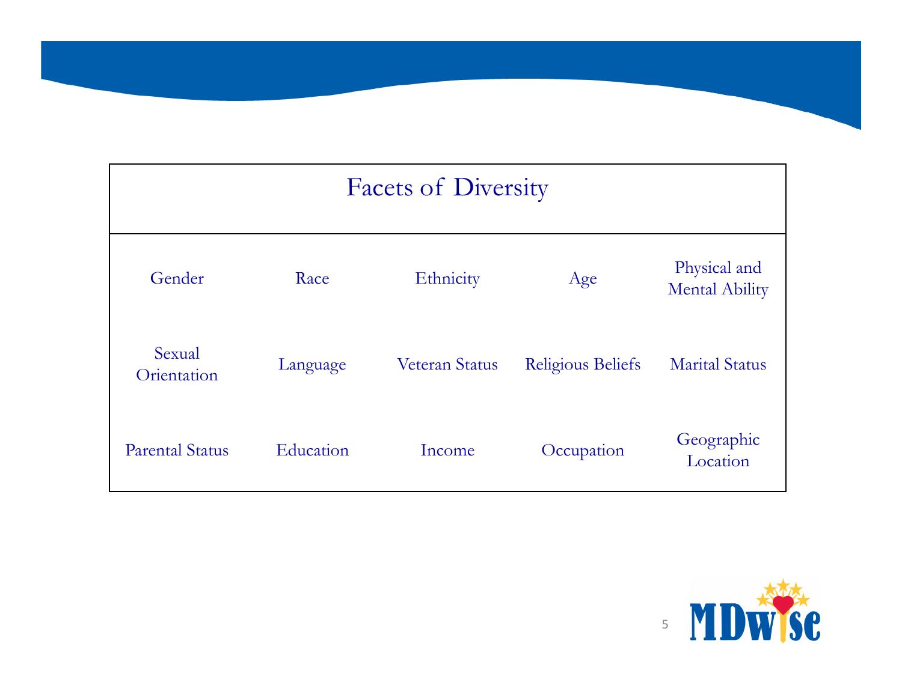# Facets of Diversity

| Facets of Diversity | | | | |
|---|---|---|---|---|
| Gender | Race | Ethnicity | Age | Physical and Mental Ability |
| Sexual Orientation | Language | Veteran Status | Religious Beliefs | Marital Status |
| Parental Status | Education | Income | Occupation | Geographic Location |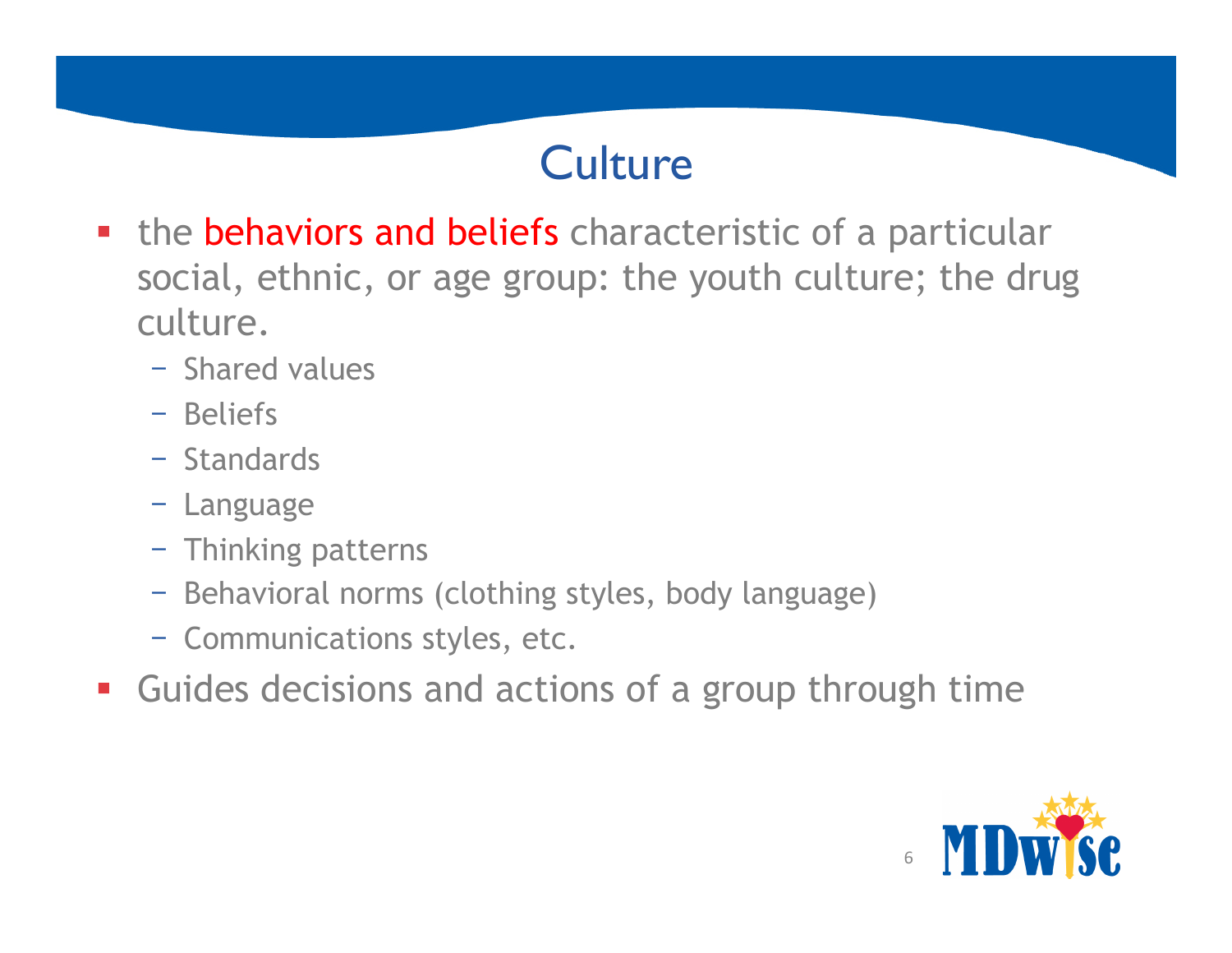# Culture

- the behaviors and beliefs characteristic of a particular social, ethnic, or age group: the youth culture; the drug culture.
  - Shared values
  - Beliefs
  - Standards
  - Language
  - Thinking patterns
  - Behavioral norms (clothing styles, body language)
  - Communications styles, etc.
- Guides decisions and actions of a group through time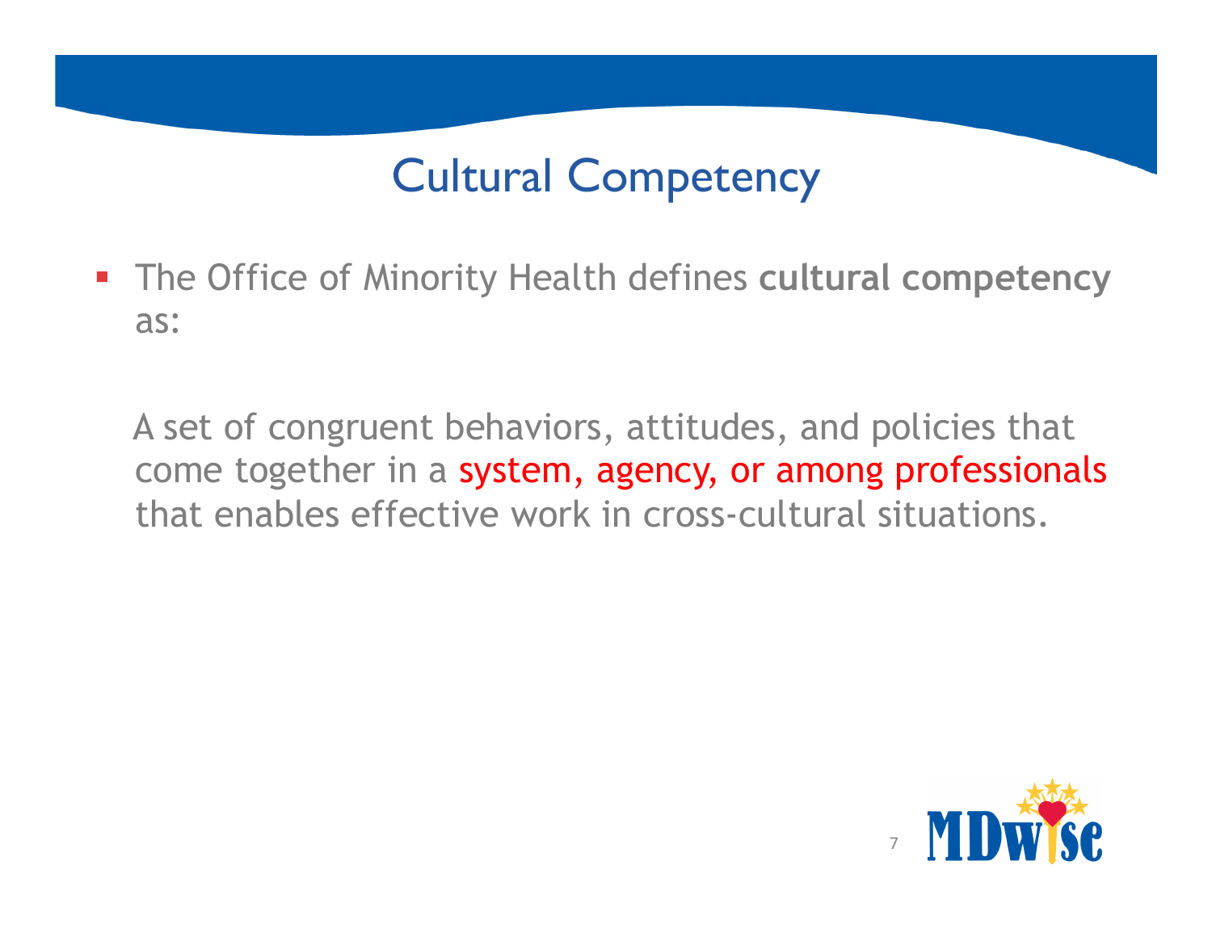# Cultural Competency

- The Office of Minority Health defines **cultural competency** as:

  A set of congruent behaviors, attitudes, and policies that come together in a system, agency, or among professionals that enables effective work in cross-cultural situations.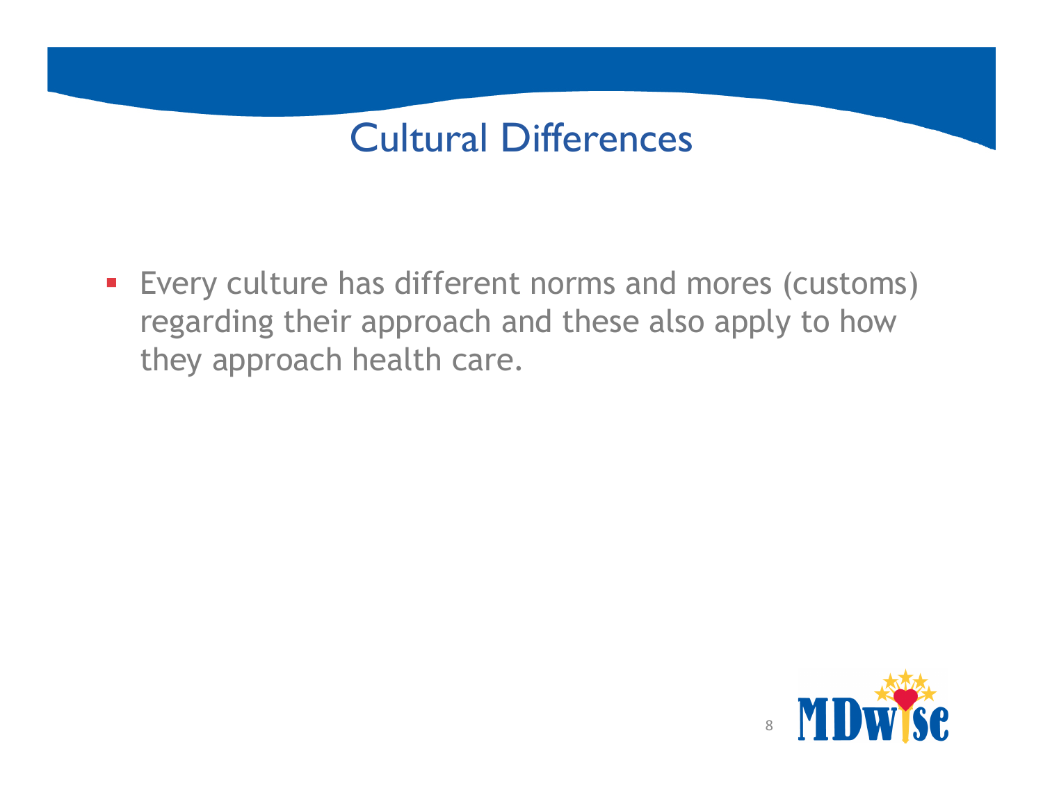# Cultural Differences

- Every culture has different norms and mores (customs) regarding their approach and these also apply to how they approach health care.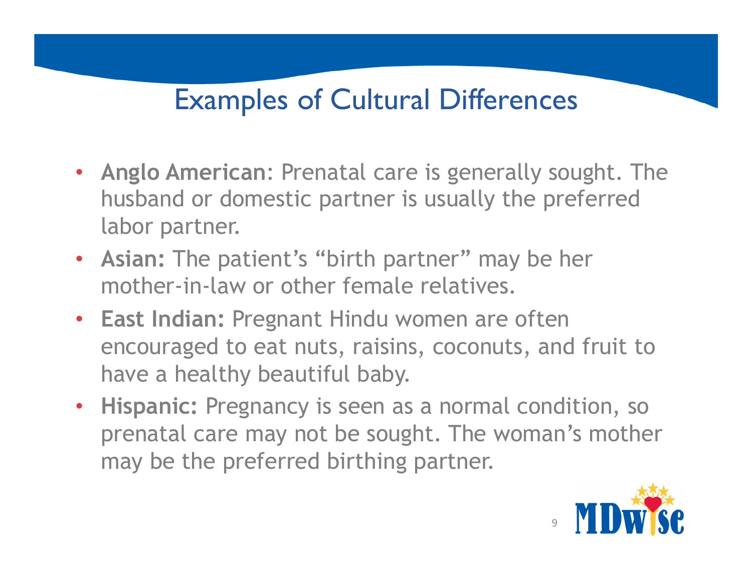# Examples of Cultural Differences

- **Anglo American**: Prenatal care is generally sought. The husband or domestic partner is usually the preferred labor partner.
- **Asian:** The patient's "birth partner" may be her mother-in-law or other female relatives.
- **East Indian:** Pregnant Hindu women are often encouraged to eat nuts, raisins, coconuts, and fruit to have a healthy beautiful baby.
- **Hispanic:** Pregnancy is seen as a normal condition, so prenatal care may not be sought. The woman's mother may be the preferred birthing partner.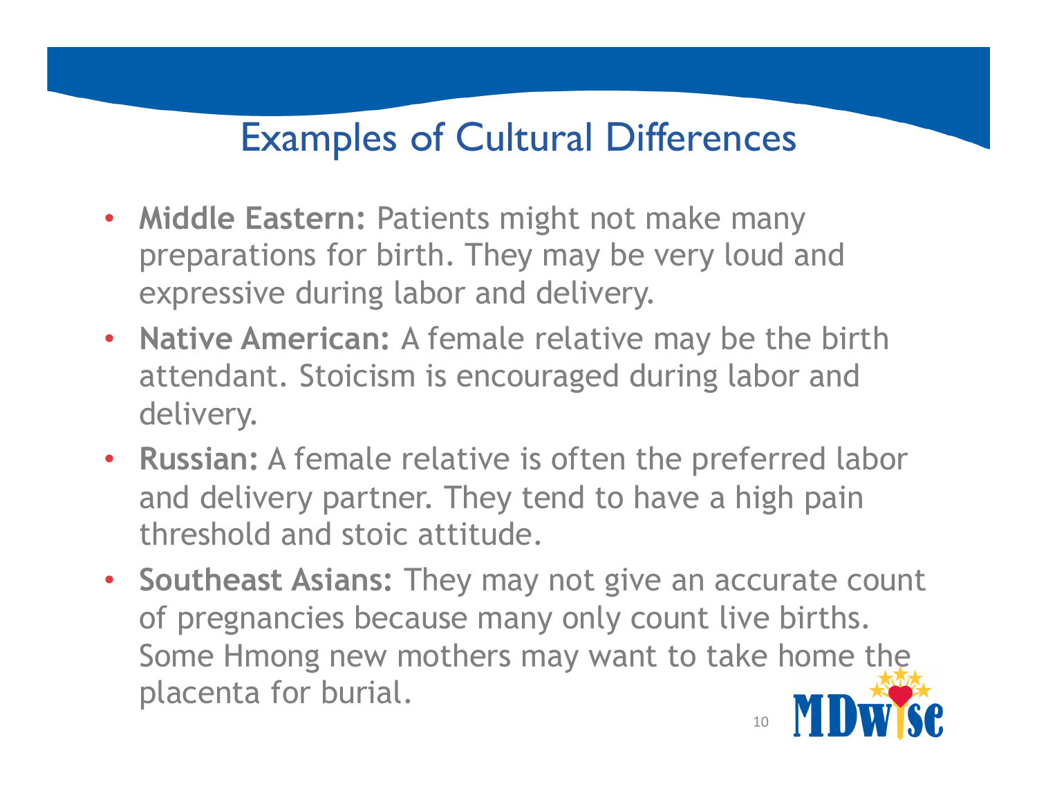# Examples of Cultural Differences

- **Middle Eastern:** Patients might not make many preparations for birth. They may be very loud and expressive during labor and delivery.
- **Native American:** A female relative may be the birth attendant. Stoicism is encouraged during labor and delivery.
- **Russian:** A female relative is often the preferred labor and delivery partner. They tend to have a high pain threshold and stoic attitude.
- **Southeast Asians:** They may not give an accurate count of pregnancies because many only count live births. Some Hmong new mothers may want to take home the placenta for burial.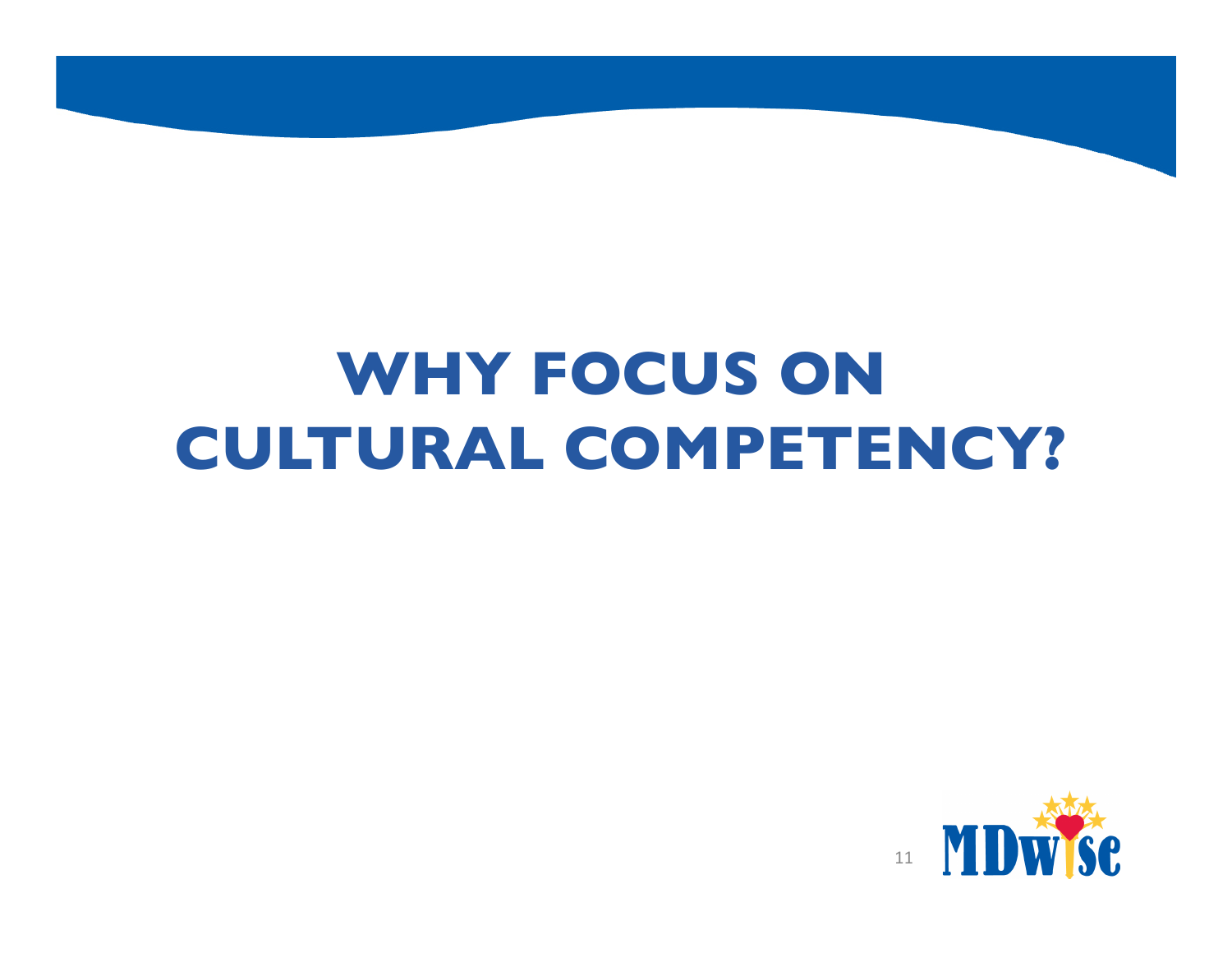# WHY FOCUS ON CULTURAL COMPETENCY?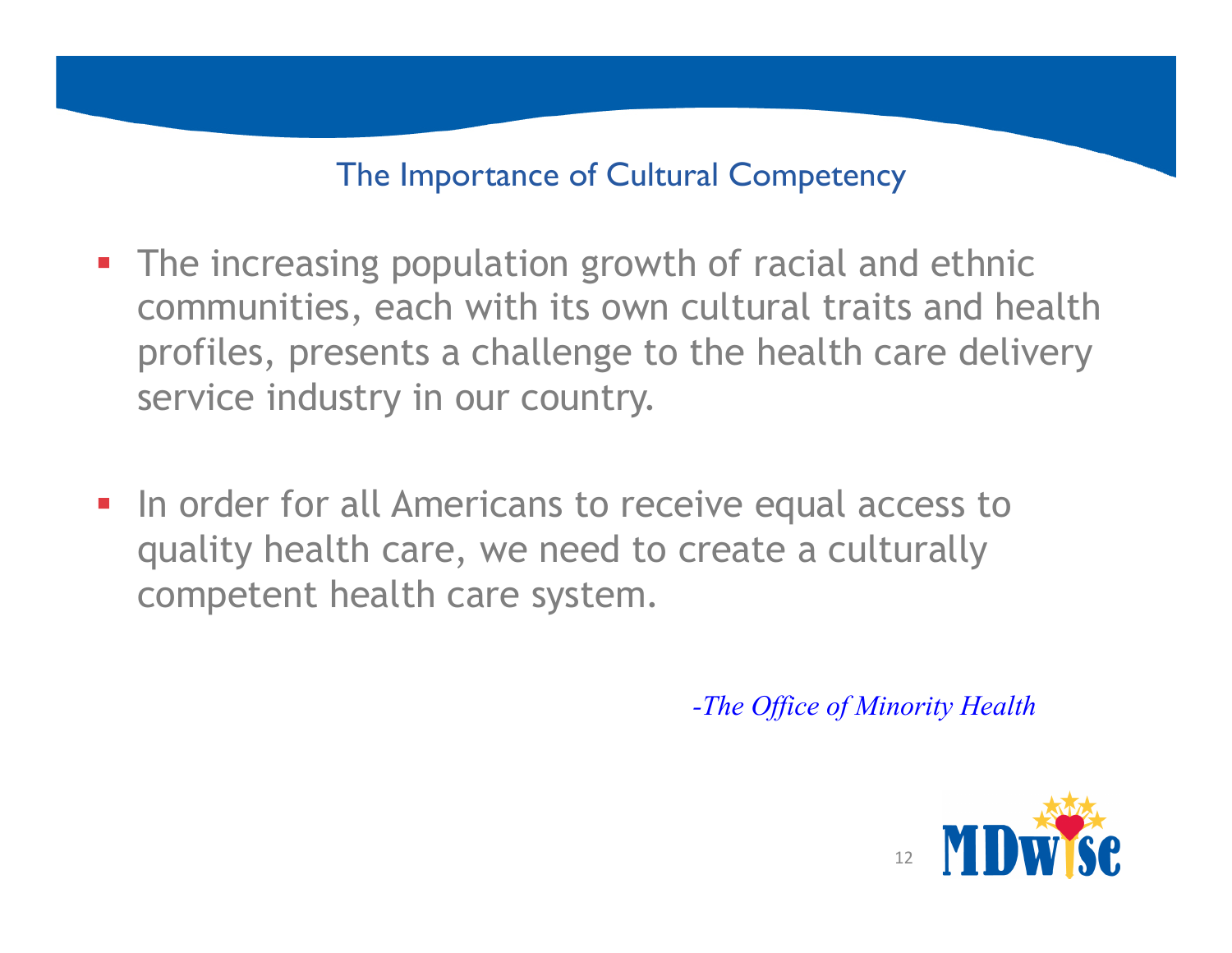## The Importance of Cultural Competency

- The increasing population growth of racial and ethnic communities, each with its own cultural traits and health profiles, presents a challenge to the health care delivery service industry in our country.

- In order for all Americans to receive equal access to quality health care, we need to create a culturally competent health care system.

*-The Office of Minority Health*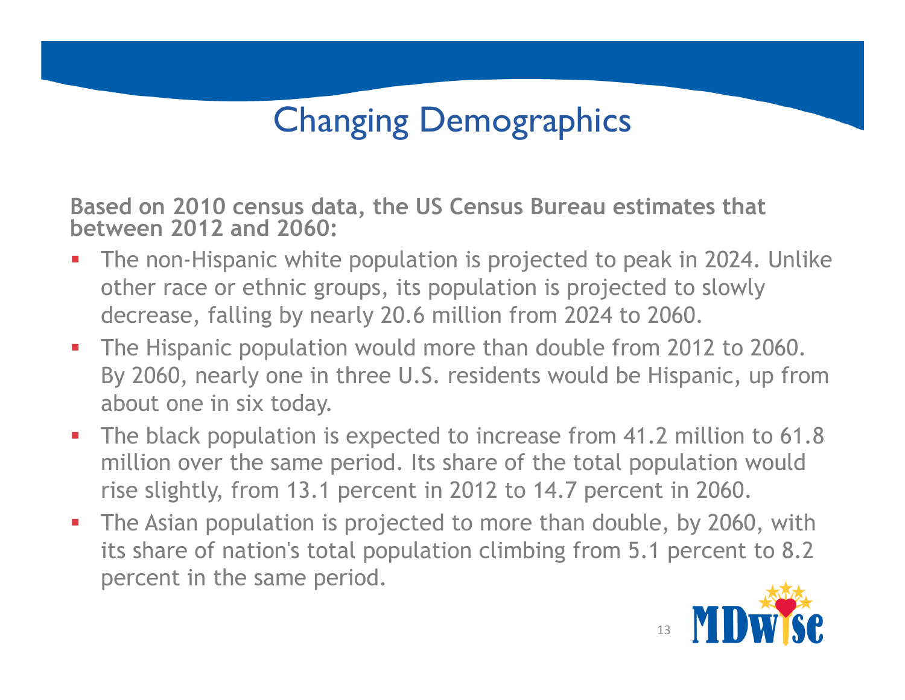# Changing Demographics

**Based on 2010 census data, the US Census Bureau estimates that between 2012 and 2060:**

- The non-Hispanic white population is projected to peak in 2024. Unlike other race or ethnic groups, its population is projected to slowly decrease, falling by nearly 20.6 million from 2024 to 2060.
- The Hispanic population would more than double from 2012 to 2060. By 2060, nearly one in three U.S. residents would be Hispanic, up from about one in six today.
- The black population is expected to increase from 41.2 million to 61.8 million over the same period. Its share of the total population would rise slightly, from 13.1 percent in 2012 to 14.7 percent in 2060.
- The Asian population is projected to more than double, by 2060, with its share of nation's total population climbing from 5.1 percent to 8.2 percent in the same period.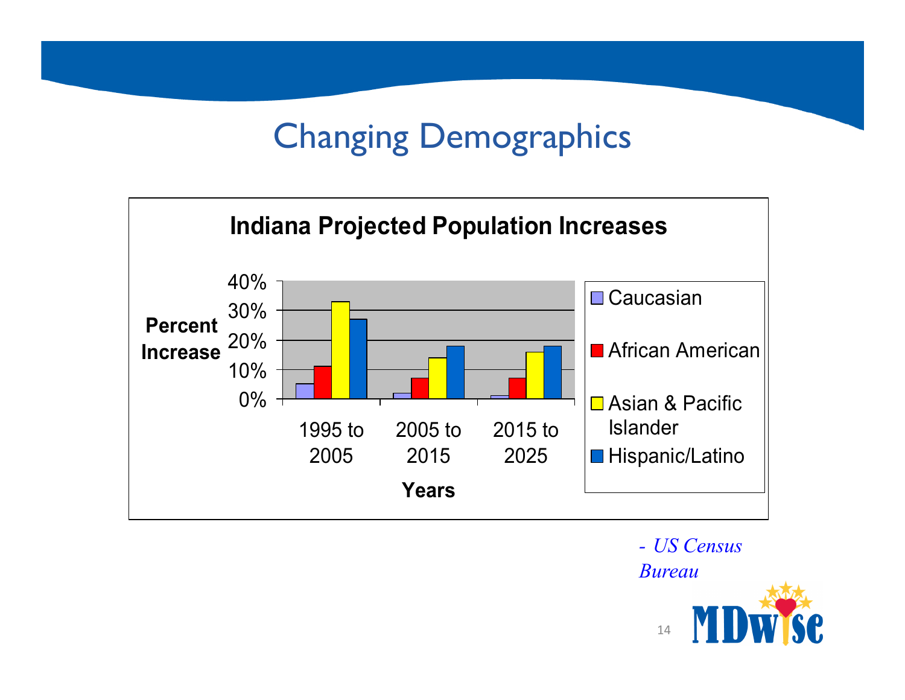# Changing Demographics

**Indiana Projected Population Increases**

Percent Increase (0%–40%) by Years

| Years | Caucasian | African American | Asian & Pacific Islander | Hispanic/Latino |
|---|---|---|---|---|
| 1995 to 2005 | | | | |
| 2005 to 2015 | | | | |
| 2015 to 2025 | | | | |

*- US Census Bureau*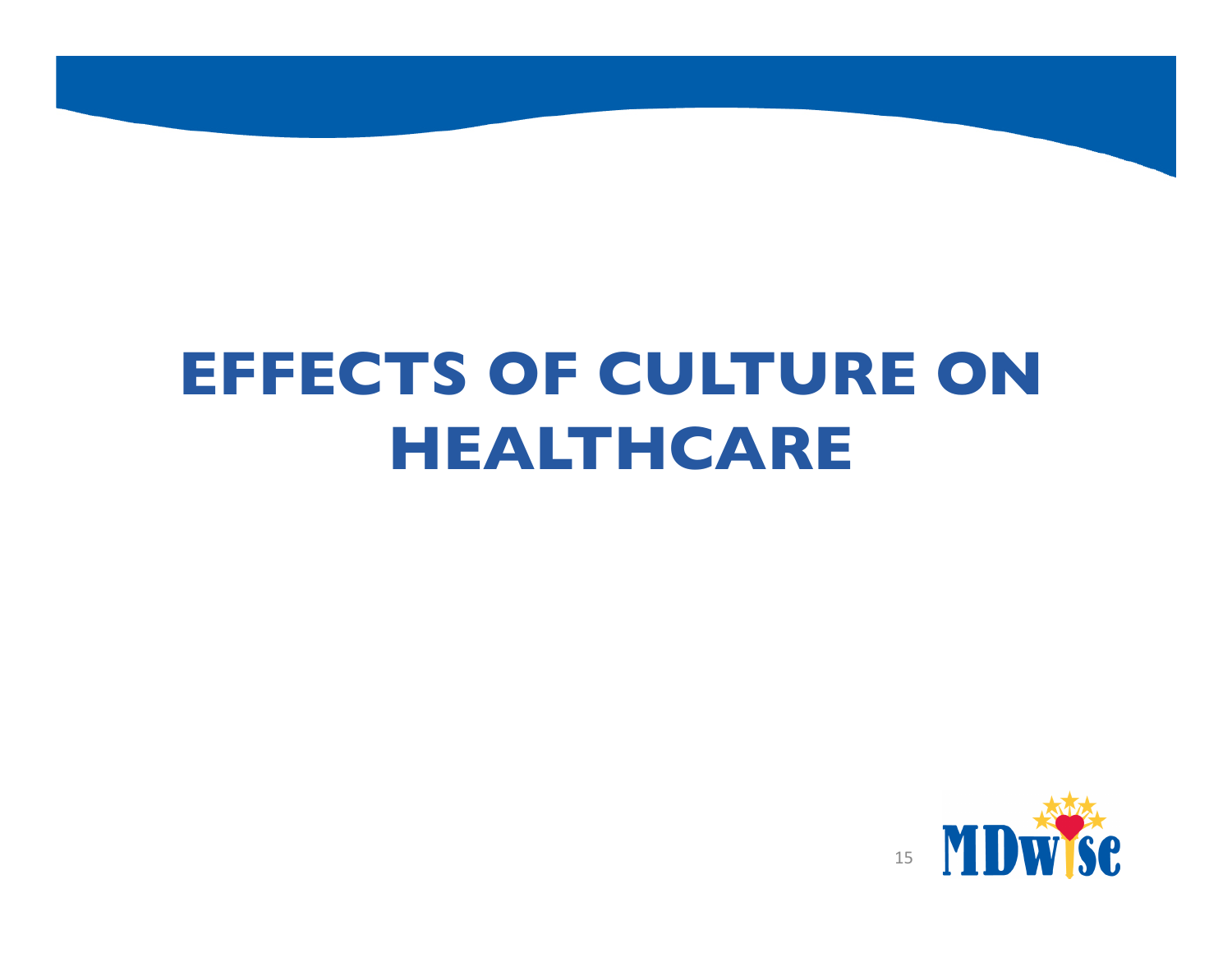# EFFECTS OF CULTURE ON HEALTHCARE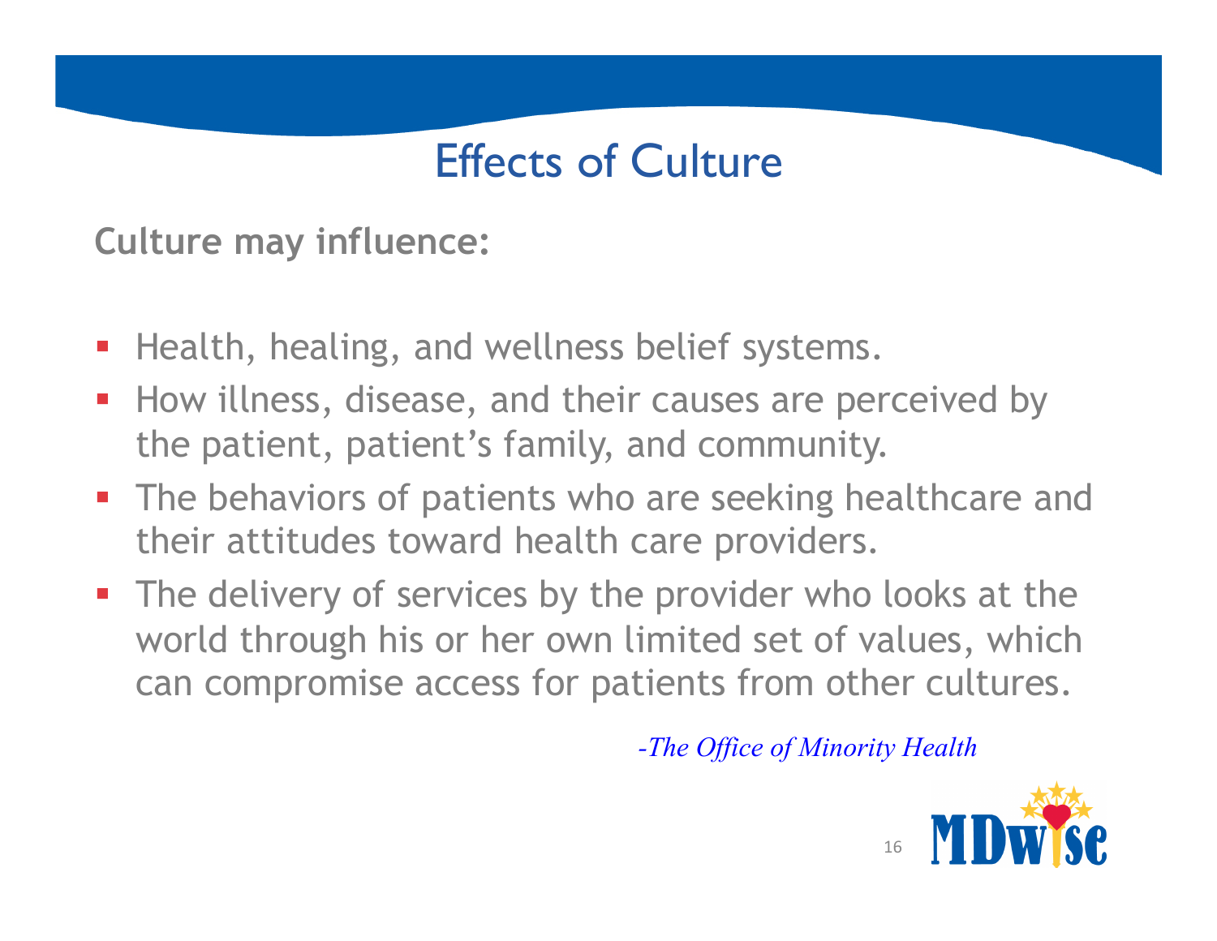# Effects of Culture

**Culture may influence:**

- Health, healing, and wellness belief systems.
- How illness, disease, and their causes are perceived by the patient, patient's family, and community.
- The behaviors of patients who are seeking healthcare and their attitudes toward health care providers.
- The delivery of services by the provider who looks at the world through his or her own limited set of values, which can compromise access for patients from other cultures.

*-The Office of Minority Health*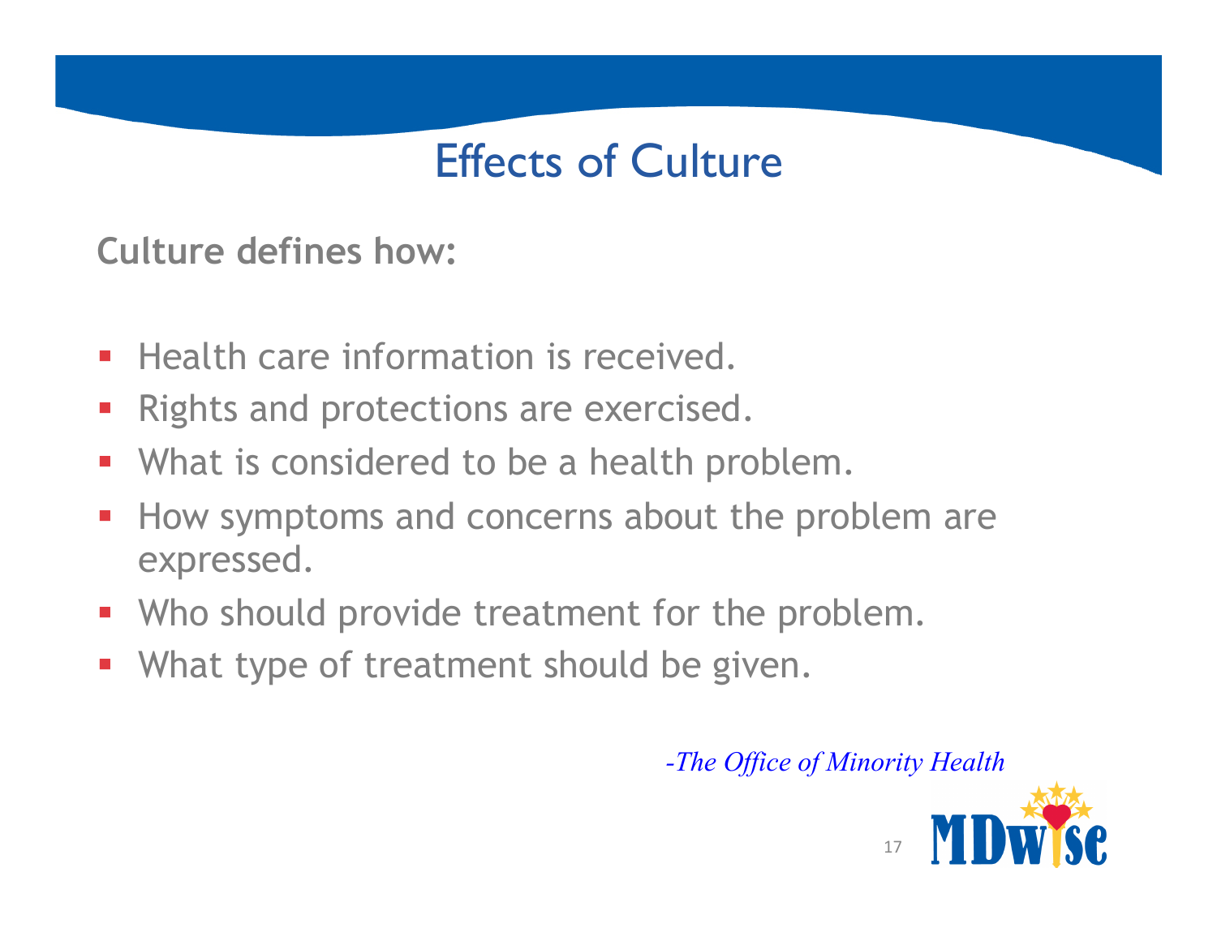# Effects of Culture

**Culture defines how:**

- Health care information is received.
- Rights and protections are exercised.
- What is considered to be a health problem.
- How symptoms and concerns about the problem are expressed.
- Who should provide treatment for the problem.
- What type of treatment should be given.

*-The Office of Minority Health*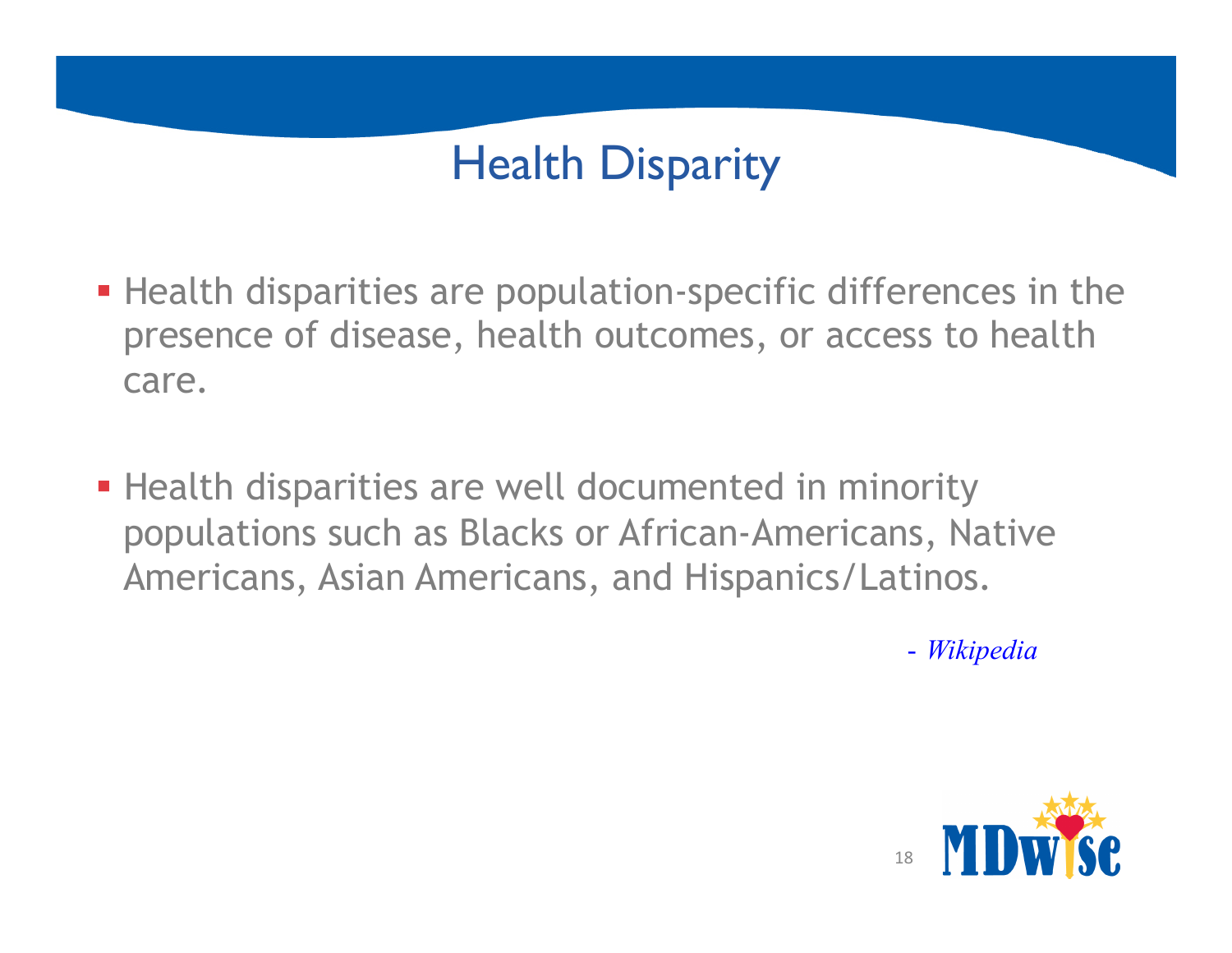# Health Disparity

- Health disparities are population-specific differences in the presence of disease, health outcomes, or access to health care.

- Health disparities are well documented in minority populations such as Blacks or African-Americans, Native Americans, Asian Americans, and Hispanics/Latinos.

- *Wikipedia*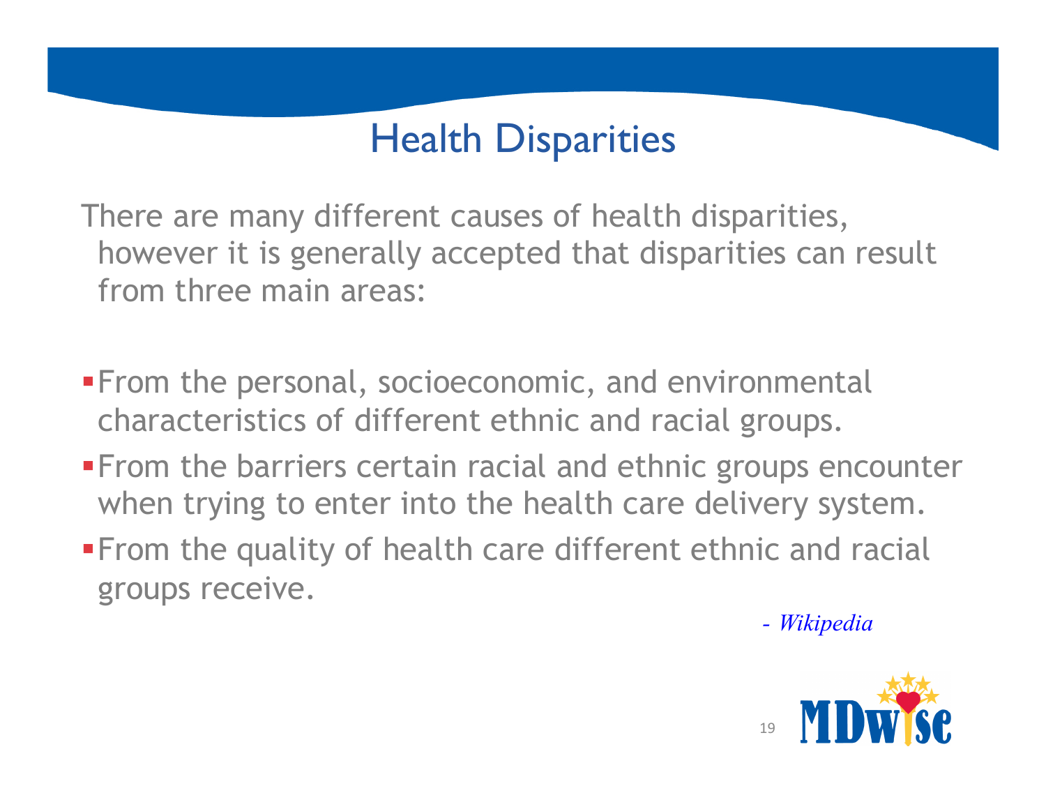# Health Disparities

There are many different causes of health disparities, however it is generally accepted that disparities can result from three main areas:

- From the personal, socioeconomic, and environmental characteristics of different ethnic and racial groups.
- From the barriers certain racial and ethnic groups encounter when trying to enter into the health care delivery system.
- From the quality of health care different ethnic and racial groups receive.

*- Wikipedia*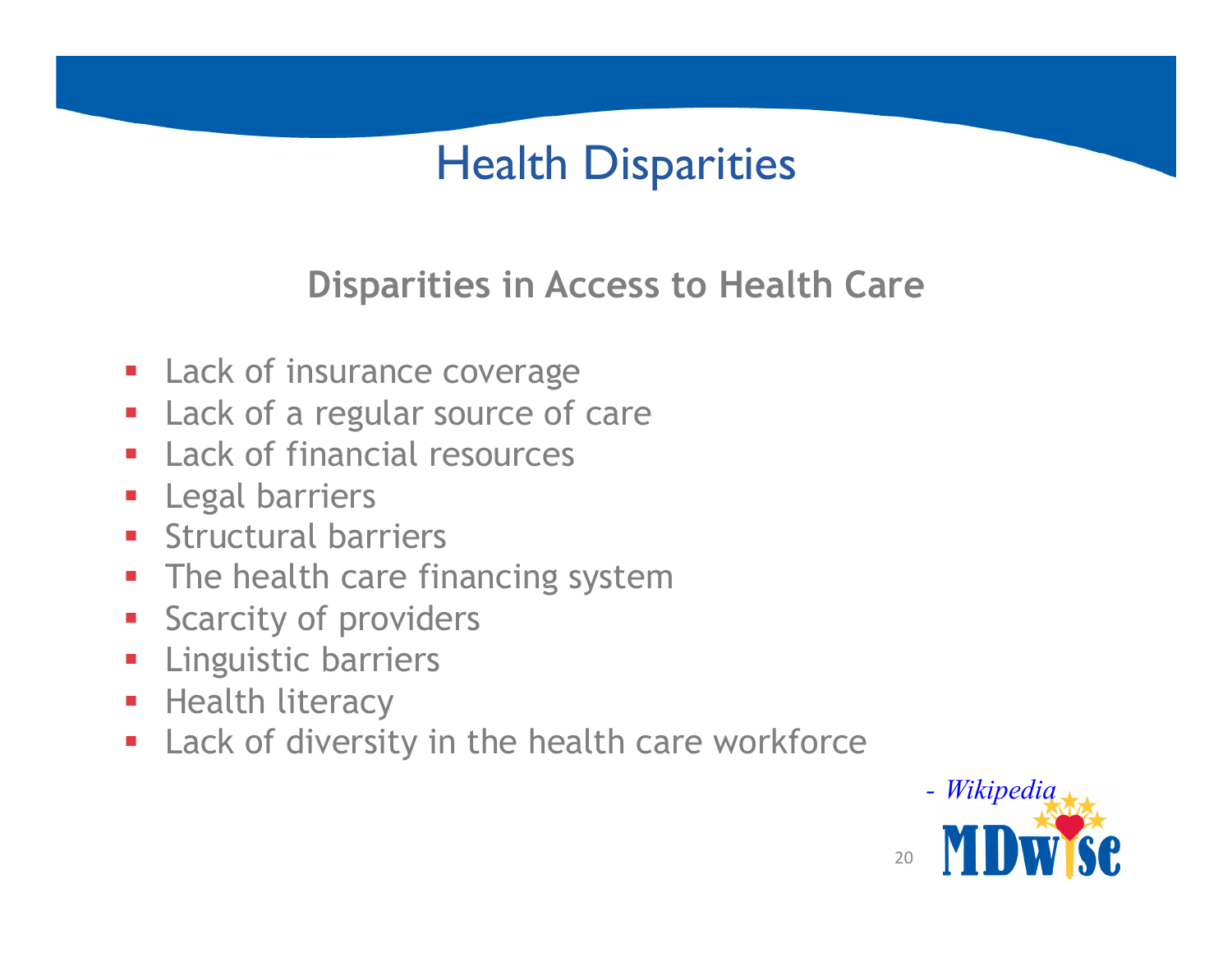# Health Disparities

## Disparities in Access to Health Care

- Lack of insurance coverage
- Lack of a regular source of care
- Lack of financial resources
- Legal barriers
- Structural barriers
- The health care financing system
- Scarcity of providers
- Linguistic barriers
- Health literacy
- Lack of diversity in the health care workforce

*- Wikipedia*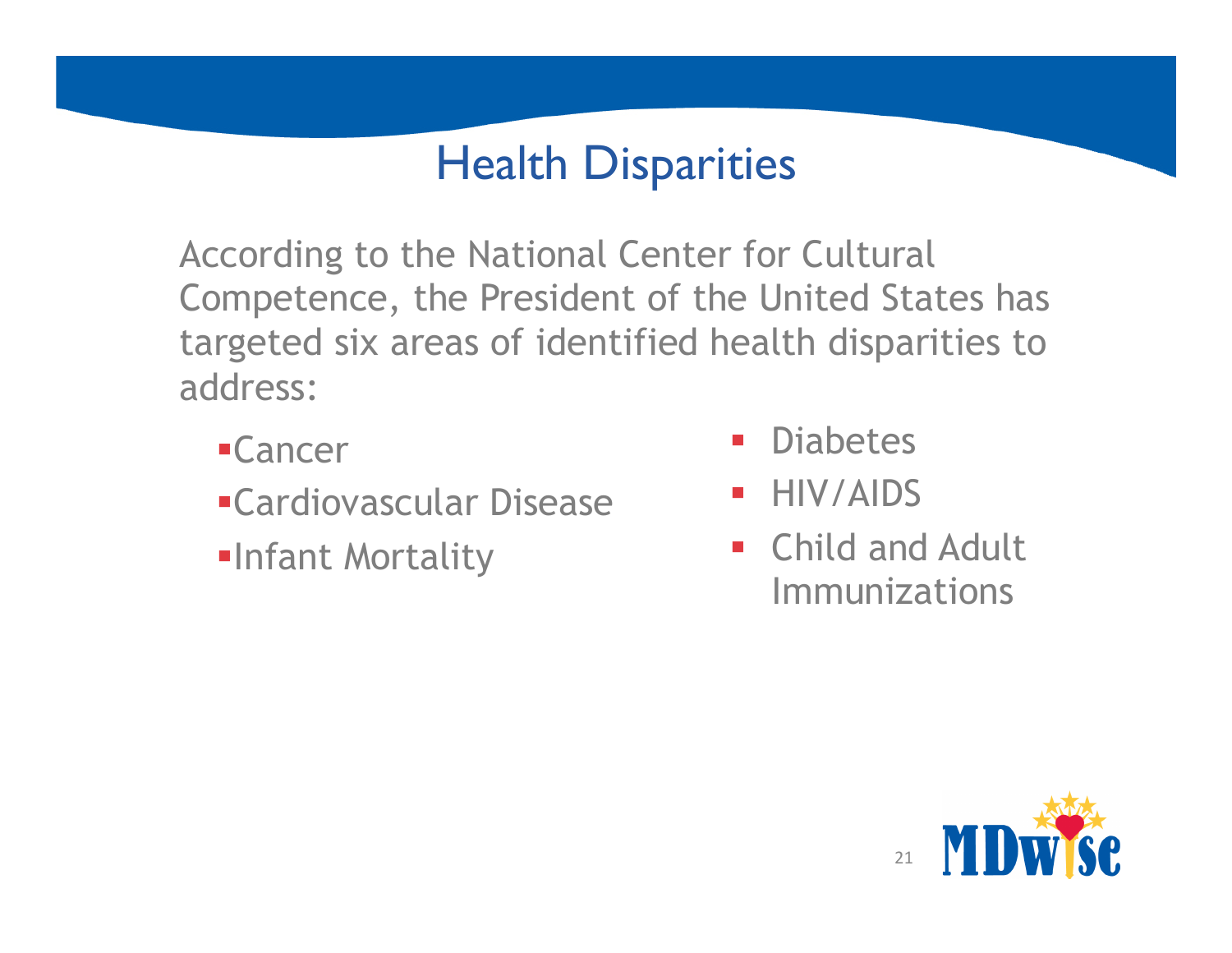# Health Disparities

According to the National Center for Cultural Competence, the President of the United States has targeted six areas of identified health disparities to address:

- Cancer
- Cardiovascular Disease
- Infant Mortality
- Diabetes
- HIV/AIDS
- Child and Adult Immunizations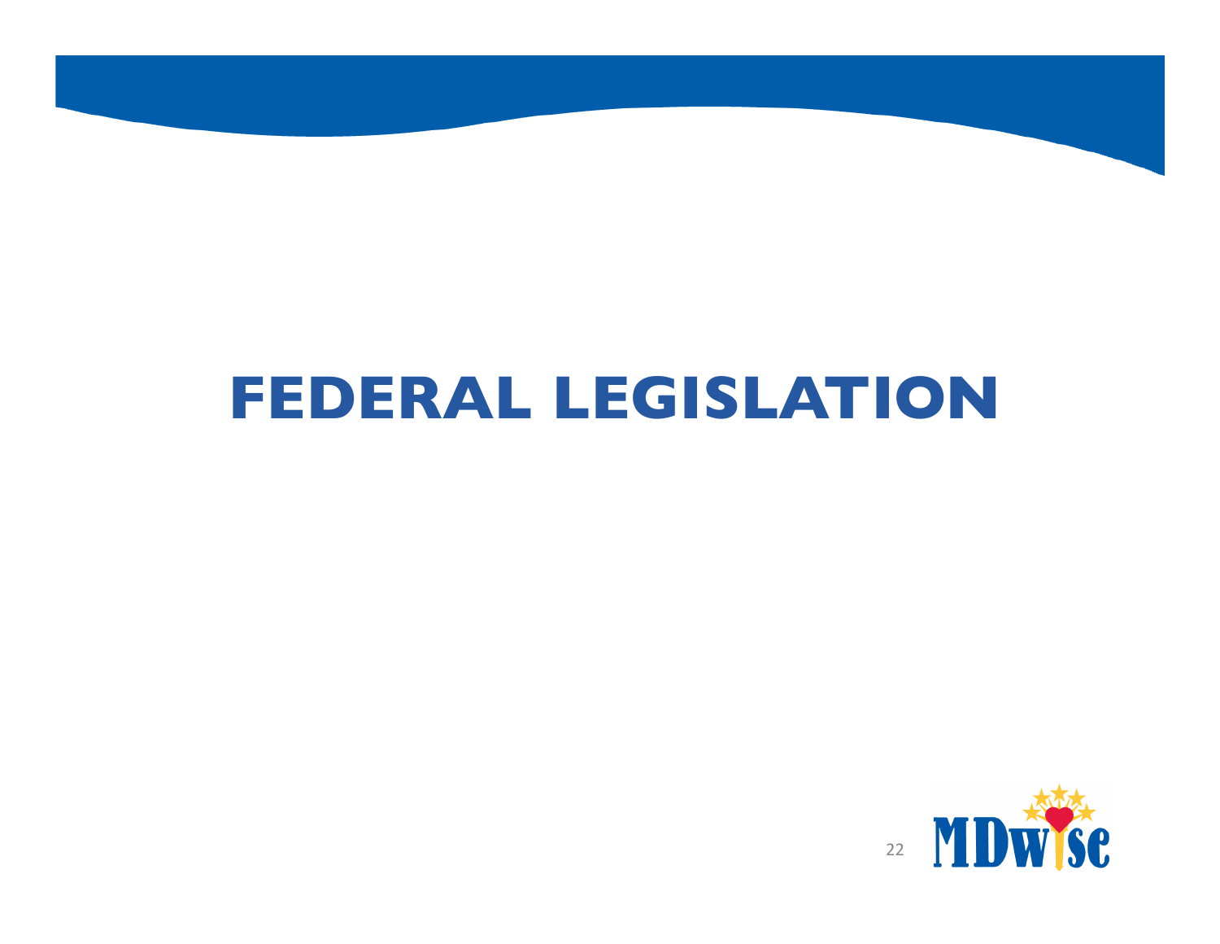# FEDERAL LEGISLATION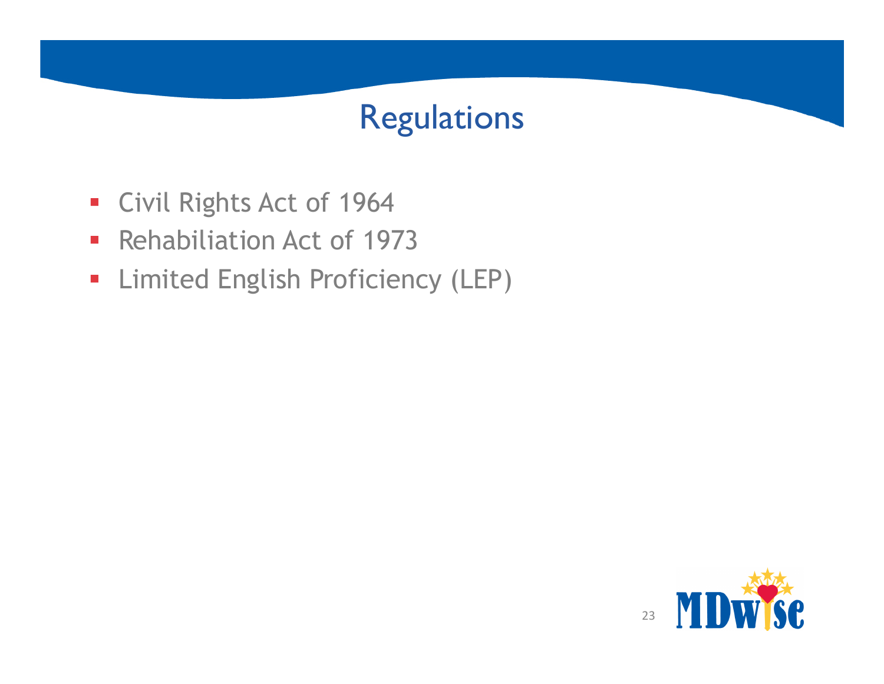# Regulations

- Civil Rights Act of 1964
- Rehabiliation Act of 1973
- Limited English Proficiency (LEP)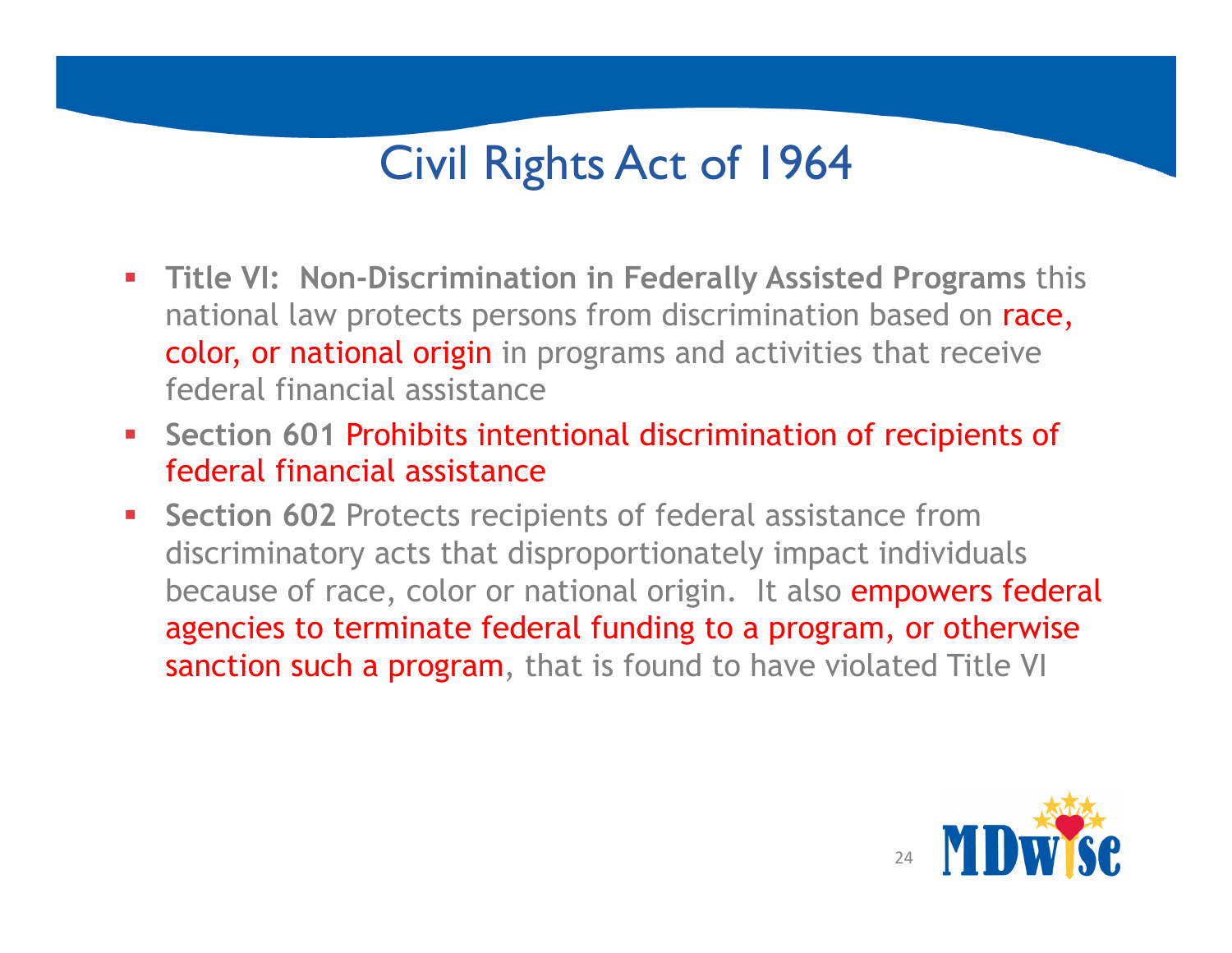# Civil Rights Act of 1964

- **Title VI: Non-Discrimination in Federally Assisted Programs** this national law protects persons from discrimination based on race, color, or national origin in programs and activities that receive federal financial assistance
- **Section 601** Prohibits intentional discrimination of recipients of federal financial assistance
- **Section 602** Protects recipients of federal assistance from discriminatory acts that disproportionately impact individuals because of race, color or national origin. It also empowers federal agencies to terminate federal funding to a program, or otherwise sanction such a program, that is found to have violated Title VI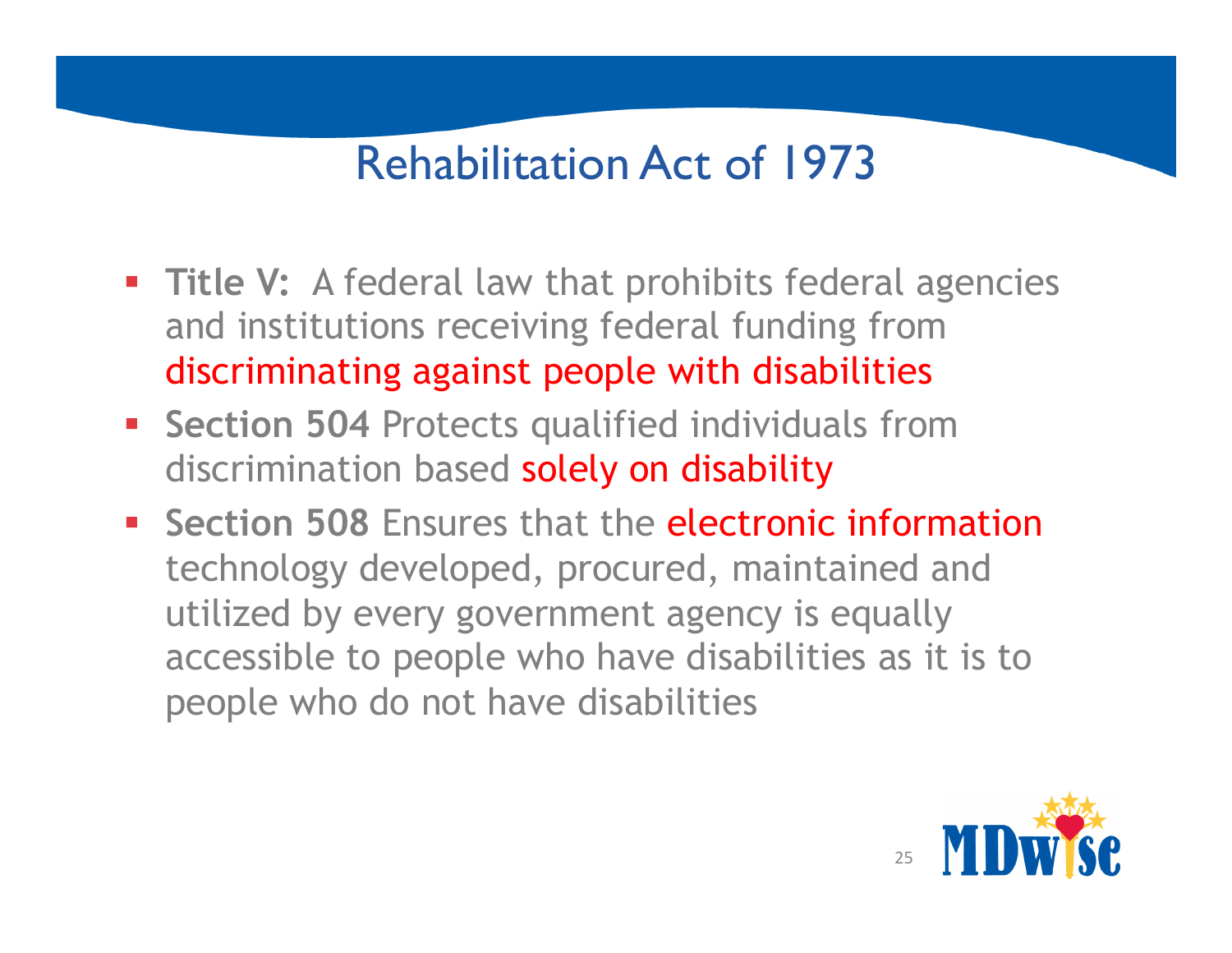# Rehabilitation Act of 1973

- **Title V:** A federal law that prohibits federal agencies and institutions receiving federal funding from discriminating against people with disabilities
- **Section 504** Protects qualified individuals from discrimination based solely on disability
- **Section 508** Ensures that the electronic information technology developed, procured, maintained and utilized by every government agency is equally accessible to people who have disabilities as it is to people who do not have disabilities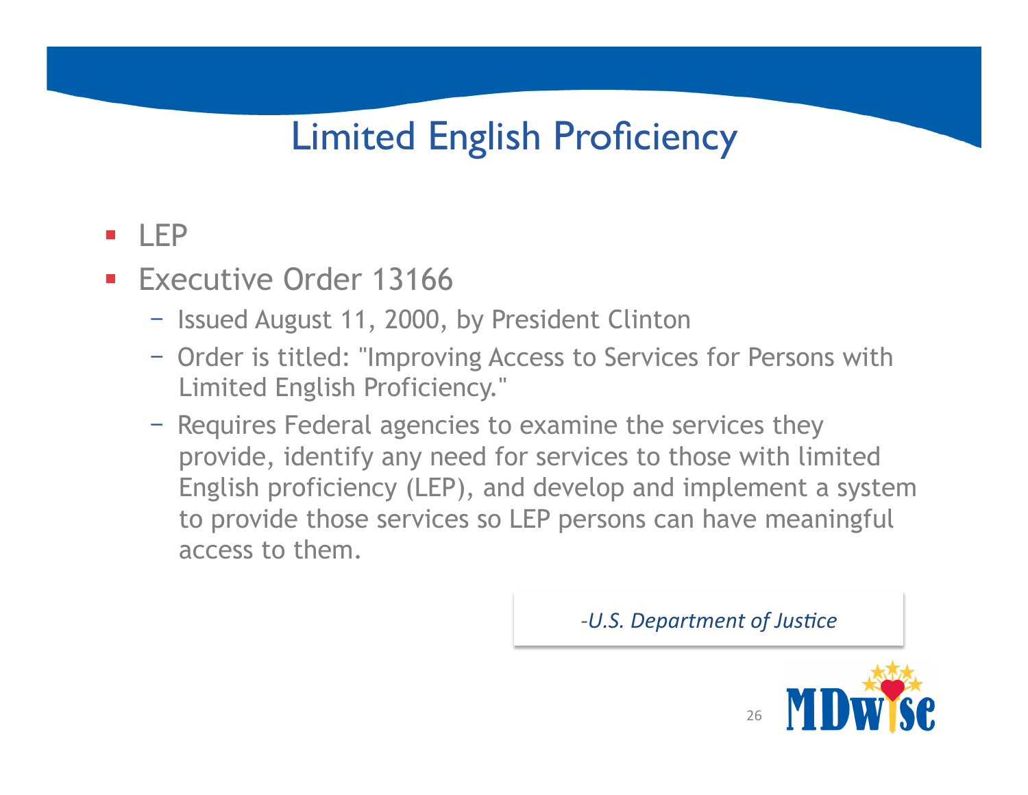# Limited English Proficiency

- LEP
- Executive Order 13166
  - Issued August 11, 2000, by President Clinton
  - Order is titled: "Improving Access to Services for Persons with Limited English Proficiency."
  - Requires Federal agencies to examine the services they provide, identify any need for services to those with limited English proficiency (LEP), and develop and implement a system to provide those services so LEP persons can have meaningful access to them.

*-U.S. Department of Justice*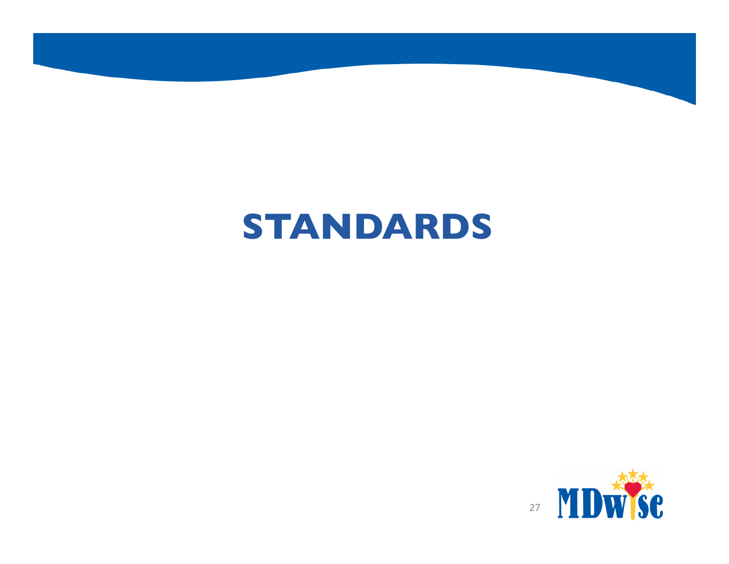# STANDARDS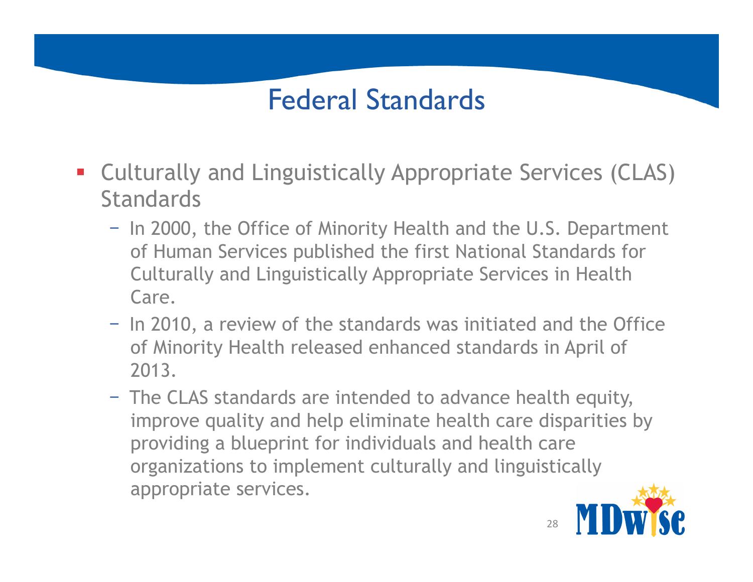# Federal Standards

- Culturally and Linguistically Appropriate Services (CLAS) Standards
  - In 2000, the Office of Minority Health and the U.S. Department of Human Services published the first National Standards for Culturally and Linguistically Appropriate Services in Health Care.
  - In 2010, a review of the standards was initiated and the Office of Minority Health released enhanced standards in April of 2013.
  - The CLAS standards are intended to advance health equity, improve quality and help eliminate health care disparities by providing a blueprint for individuals and health care organizations to implement culturally and linguistically appropriate services.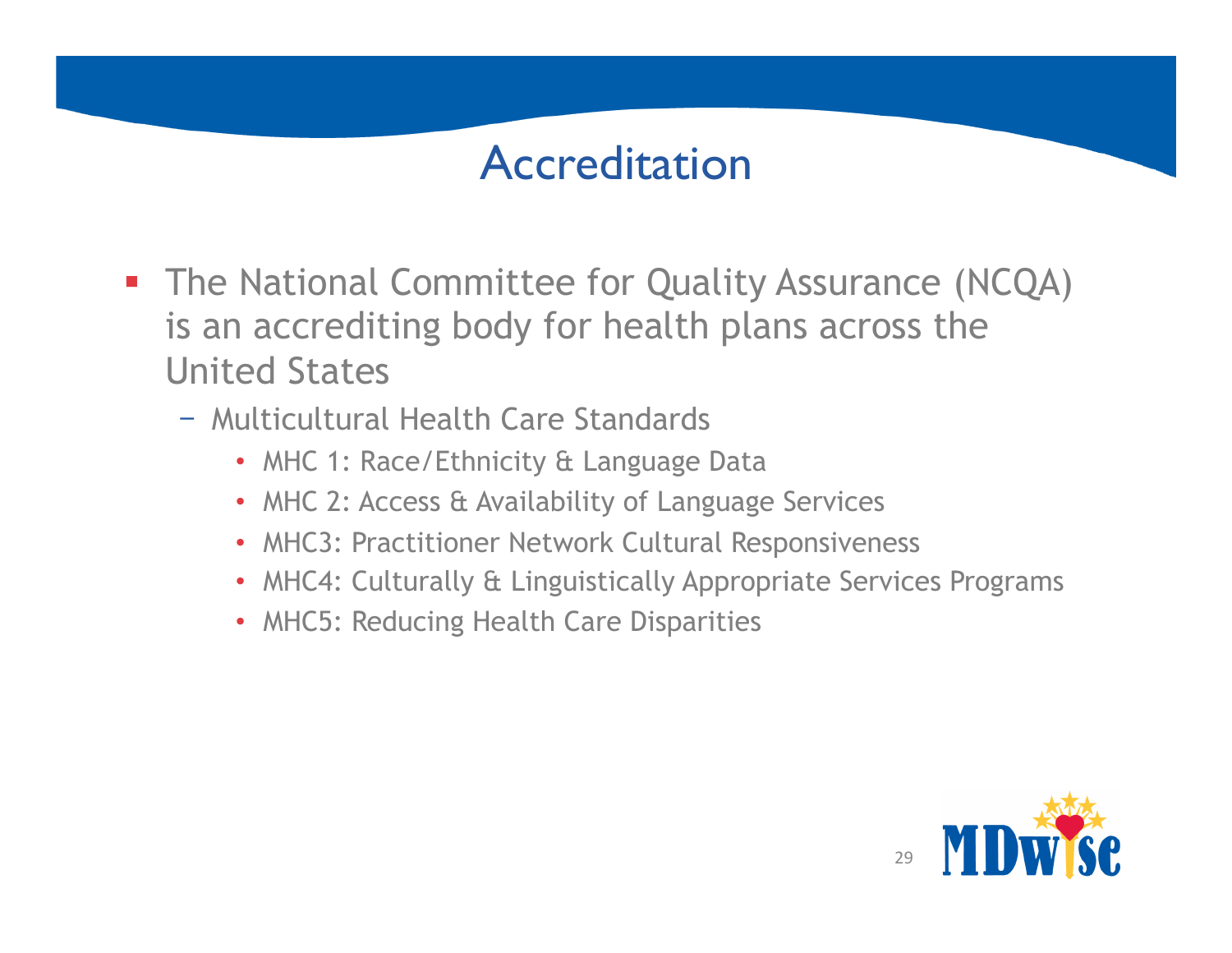# Accreditation

- The National Committee for Quality Assurance (NCQA) is an accrediting body for health plans across the United States
  - Multicultural Health Care Standards
    - MHC 1: Race/Ethnicity & Language Data
    - MHC 2: Access & Availability of Language Services
    - MHC3: Practitioner Network Cultural Responsiveness
    - MHC4: Culturally & Linguistically Appropriate Services Programs
    - MHC5: Reducing Health Care Disparities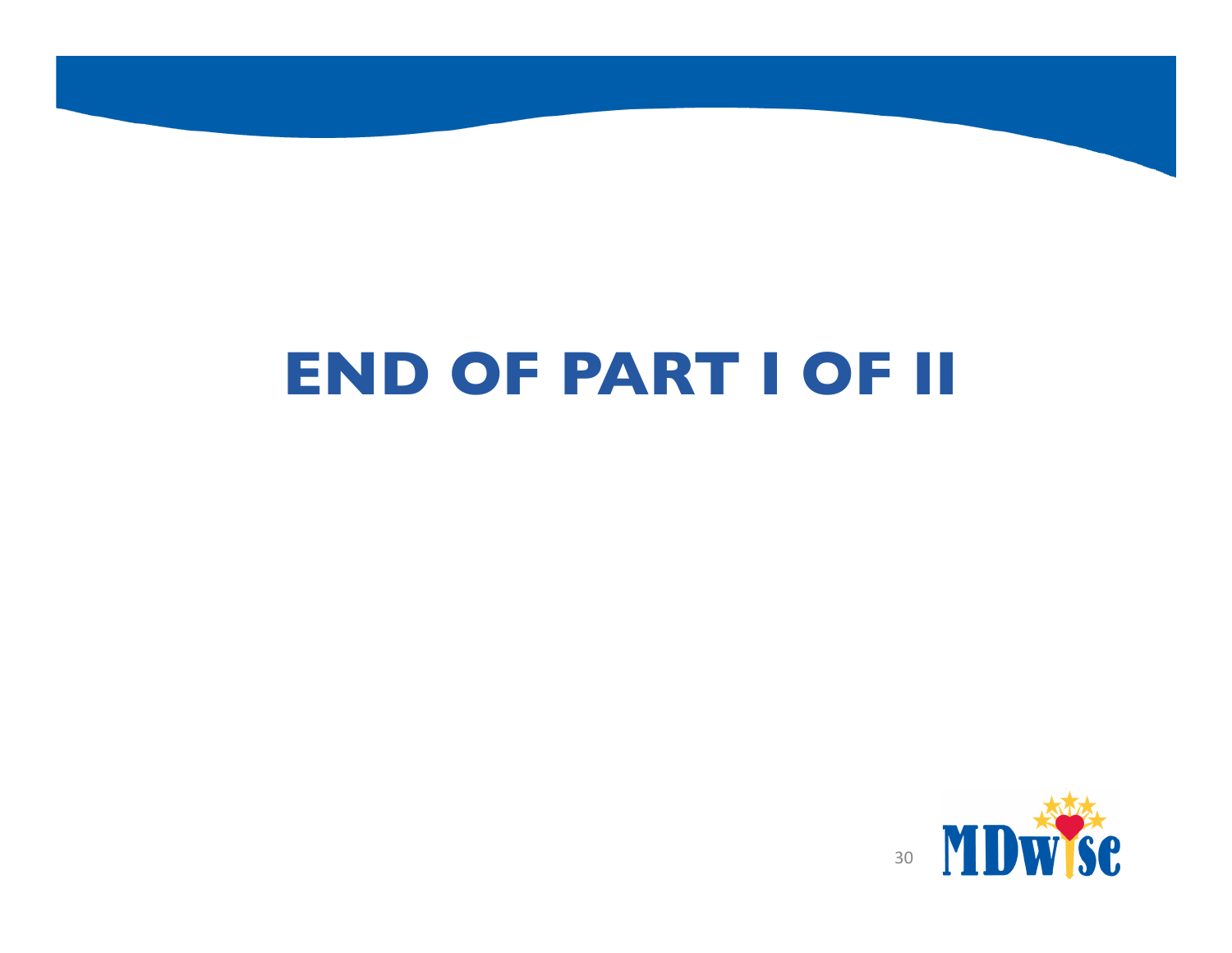# END OF PART I OF II